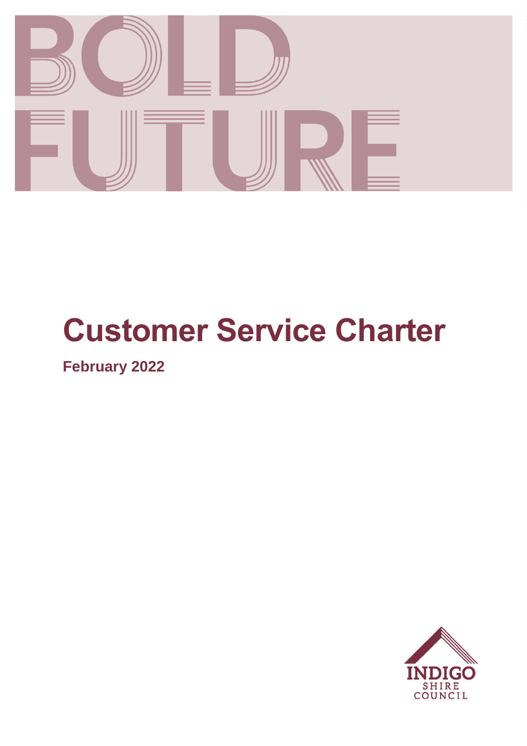BOLD FUTURE

# Customer Service Charter

**February 2022**

INDIGO SHIRE COUNCIL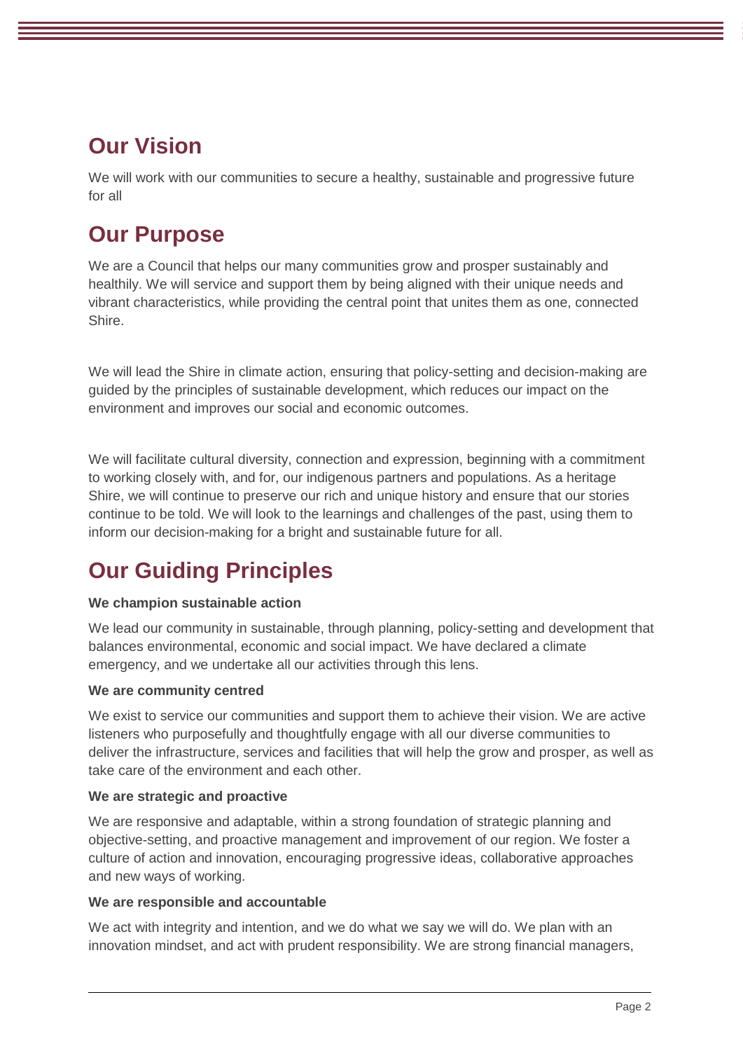## Our Vision

We will work with our communities to secure a healthy, sustainable and progressive future for all

## Our Purpose

We are a Council that helps our many communities grow and prosper sustainably and healthily. We will service and support them by being aligned with their unique needs and vibrant characteristics, while providing the central point that unites them as one, connected Shire.

We will lead the Shire in climate action, ensuring that policy-setting and decision-making are guided by the principles of sustainable development, which reduces our impact on the environment and improves our social and economic outcomes.

We will facilitate cultural diversity, connection and expression, beginning with a commitment to working closely with, and for, our indigenous partners and populations. As a heritage Shire, we will continue to preserve our rich and unique history and ensure that our stories continue to be told. We will look to the learnings and challenges of the past, using them to inform our decision-making for a bright and sustainable future for all.

## Our Guiding Principles

**We champion sustainable action**

We lead our community in sustainable, through planning, policy-setting and development that balances environmental, economic and social impact. We have declared a climate emergency, and we undertake all our activities through this lens.

**We are community centred**

We exist to service our communities and support them to achieve their vision. We are active listeners who purposefully and thoughtfully engage with all our diverse communities to deliver the infrastructure, services and facilities that will help the grow and prosper, as well as take care of the environment and each other.

**We are strategic and proactive**

We are responsive and adaptable, within a strong foundation of strategic planning and objective-setting, and proactive management and improvement of our region. We foster a culture of action and innovation, encouraging progressive ideas, collaborative approaches and new ways of working.

**We are responsible and accountable**

We act with integrity and intention, and we do what we say we will do. We plan with an innovation mindset, and act with prudent responsibility. We are strong financial managers,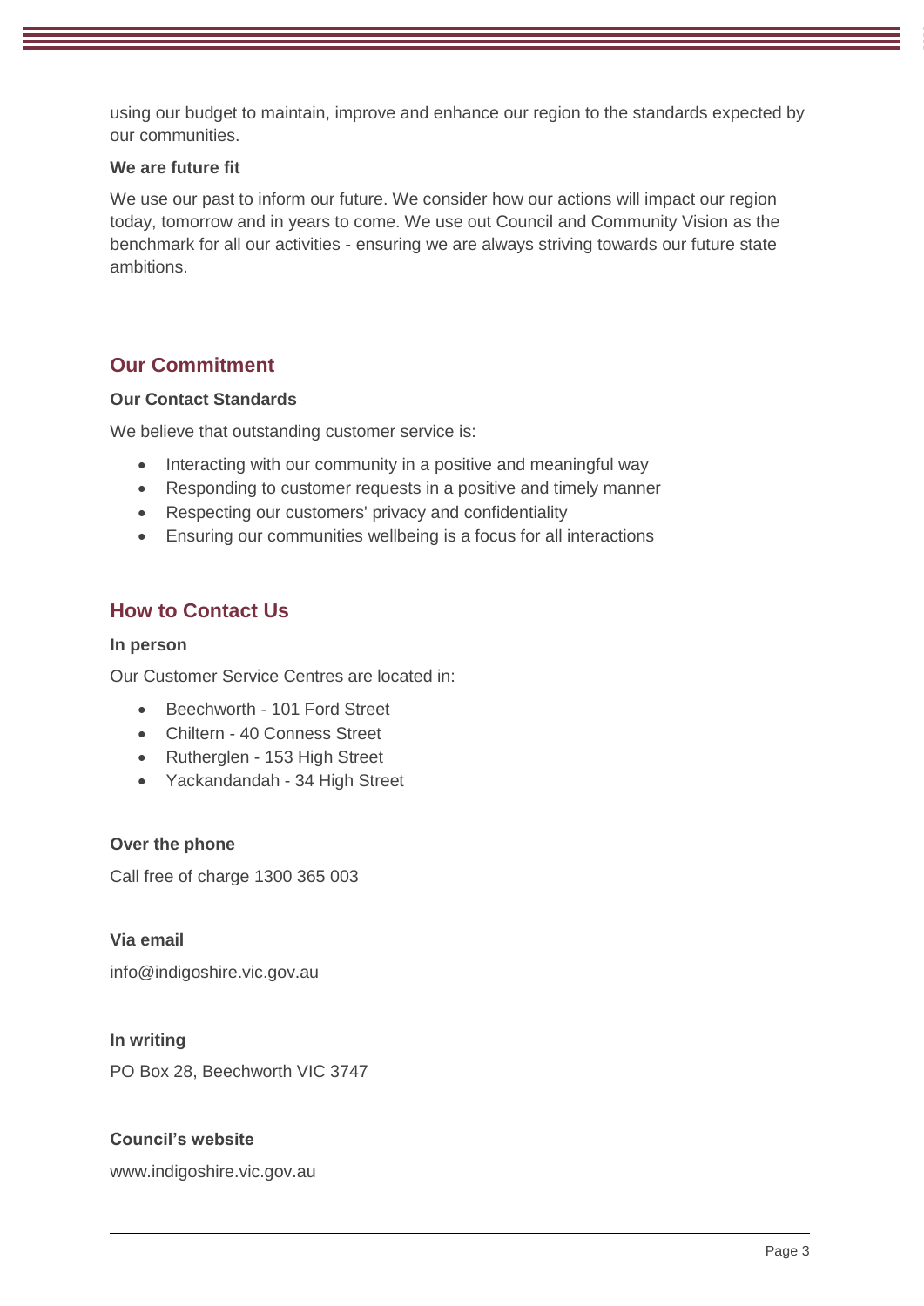using our budget to maintain, improve and enhance our region to the standards expected by our communities.

**We are future fit**

We use our past to inform our future. We consider how our actions will impact our region today, tomorrow and in years to come. We use out Council and Community Vision as the benchmark for all our activities - ensuring we are always striving towards our future state ambitions.

## Our Commitment

**Our Contact Standards**

We believe that outstanding customer service is:

- Interacting with our community in a positive and meaningful way
- Responding to customer requests in a positive and timely manner
- Respecting our customers' privacy and confidentiality
- Ensuring our communities wellbeing is a focus for all interactions

## How to Contact Us

**In person**

Our Customer Service Centres are located in:

- Beechworth - 101 Ford Street
- Chiltern - 40 Conness Street
- Rutherglen - 153 High Street
- Yackandandah - 34 High Street

**Over the phone**

Call free of charge 1300 365 003

**Via email**

info@indigoshire.vic.gov.au

**In writing**

PO Box 28, Beechworth VIC 3747

**Council's website**

www.indigoshire.vic.gov.au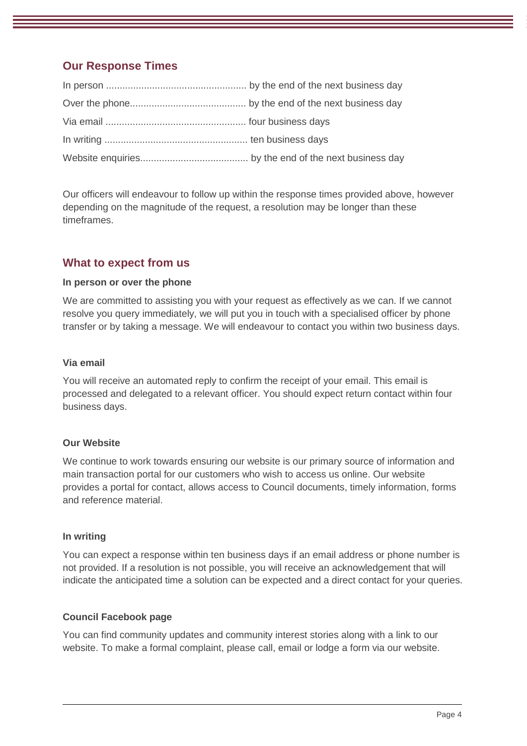## Our Response Times

In person .................................................... by the end of the next business day

Over the phone........................................... by the end of the next business day

Via email .................................................... four business days

In writing ..................................................... ten business days

Website enquiries........................................ by the end of the next business day

Our officers will endeavour to follow up within the response times provided above, however depending on the magnitude of the request, a resolution may be longer than these timeframes.

## What to expect from us

### In person or over the phone

We are committed to assisting you with your request as effectively as we can. If we cannot resolve you query immediately, we will put you in touch with a specialised officer by phone transfer or by taking a message. We will endeavour to contact you within two business days.

### Via email

You will receive an automated reply to confirm the receipt of your email. This email is processed and delegated to a relevant officer. You should expect return contact within four business days.

### Our Website

We continue to work towards ensuring our website is our primary source of information and main transaction portal for our customers who wish to access us online. Our website provides a portal for contact, allows access to Council documents, timely information, forms and reference material.

### In writing

You can expect a response within ten business days if an email address or phone number is not provided. If a resolution is not possible, you will receive an acknowledgement that will indicate the anticipated time a solution can be expected and a direct contact for your queries.

### Council Facebook page

You can find community updates and community interest stories along with a link to our website. To make a formal complaint, please call, email or lodge a form via our website.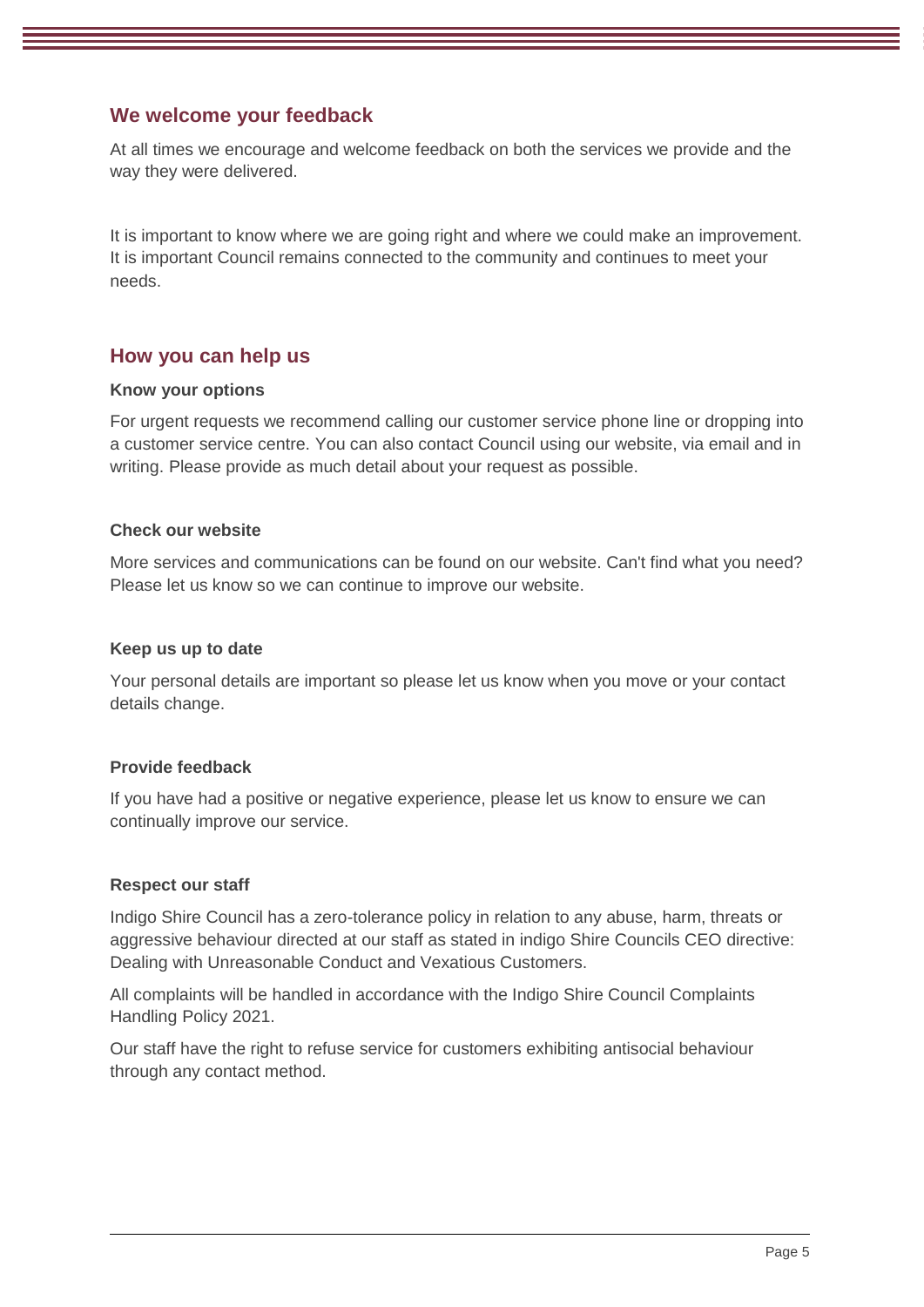## We welcome your feedback

At all times we encourage and welcome feedback on both the services we provide and the way they were delivered.

It is important to know where we are going right and where we could make an improvement. It is important Council remains connected to the community and continues to meet your needs.

## How you can help us

### Know your options

For urgent requests we recommend calling our customer service phone line or dropping into a customer service centre. You can also contact Council using our website, via email and in writing. Please provide as much detail about your request as possible.

### Check our website

More services and communications can be found on our website. Can't find what you need? Please let us know so we can continue to improve our website.

### Keep us up to date

Your personal details are important so please let us know when you move or your contact details change.

### Provide feedback

If you have had a positive or negative experience, please let us know to ensure we can continually improve our service.

### Respect our staff

Indigo Shire Council has a zero-tolerance policy in relation to any abuse, harm, threats or aggressive behaviour directed at our staff as stated in indigo Shire Councils CEO directive: Dealing with Unreasonable Conduct and Vexatious Customers.

All complaints will be handled in accordance with the Indigo Shire Council Complaints Handling Policy 2021.

Our staff have the right to refuse service for customers exhibiting antisocial behaviour through any contact method.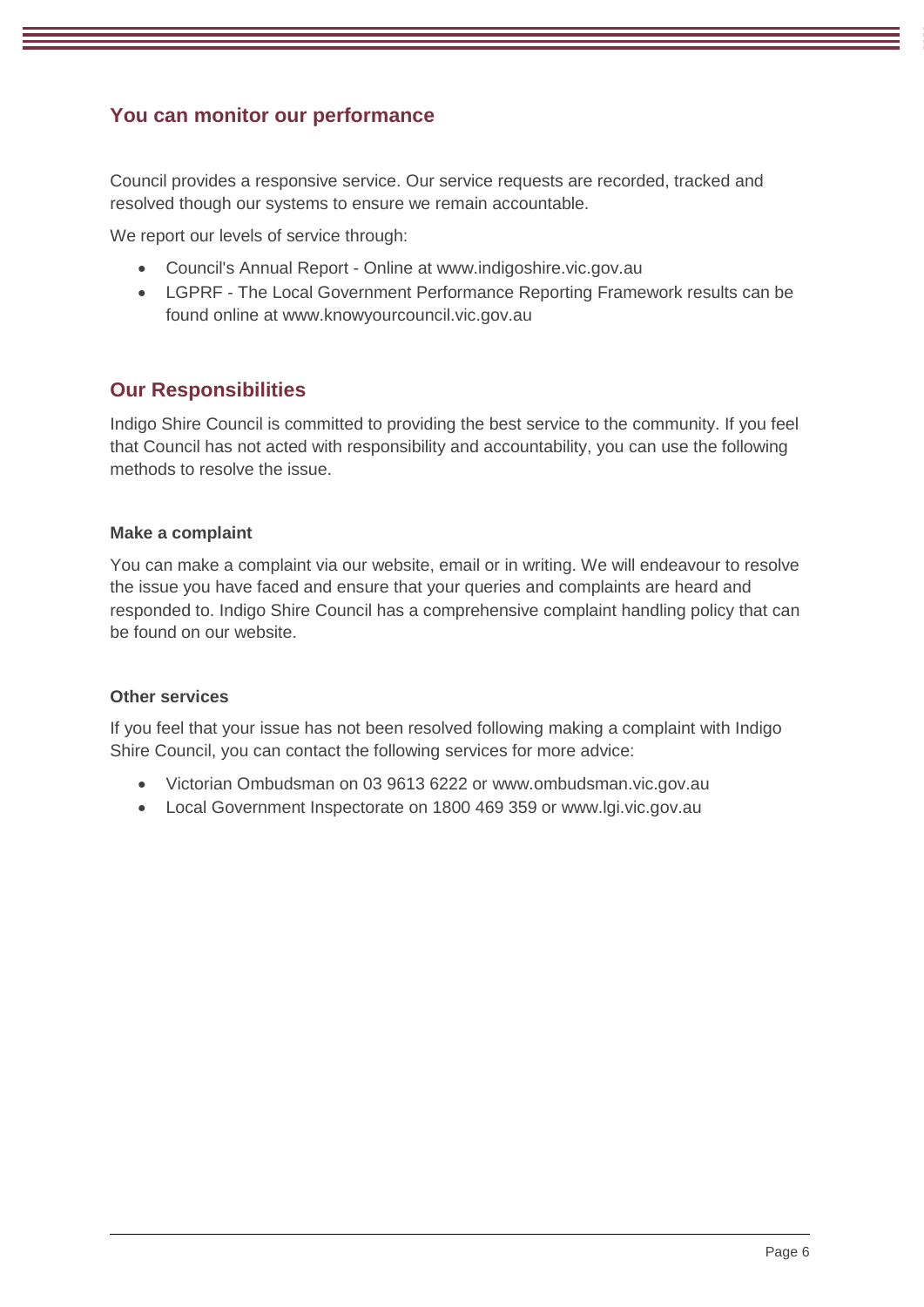## You can monitor our performance

Council provides a responsive service. Our service requests are recorded, tracked and resolved though our systems to ensure we remain accountable.

We report our levels of service through:

- Council's Annual Report - Online at www.indigoshire.vic.gov.au
- LGPRF - The Local Government Performance Reporting Framework results can be found online at www.knowyourcouncil.vic.gov.au

## Our Responsibilities

Indigo Shire Council is committed to providing the best service to the community. If you feel that Council has not acted with responsibility and accountability, you can use the following methods to resolve the issue.

### Make a complaint

You can make a complaint via our website, email or in writing. We will endeavour to resolve the issue you have faced and ensure that your queries and complaints are heard and responded to. Indigo Shire Council has a comprehensive complaint handling policy that can be found on our website.

### Other services

If you feel that your issue has not been resolved following making a complaint with Indigo Shire Council, you can contact the following services for more advice:

- Victorian Ombudsman on 03 9613 6222 or www.ombudsman.vic.gov.au
- Local Government Inspectorate on 1800 469 359 or www.lgi.vic.gov.au